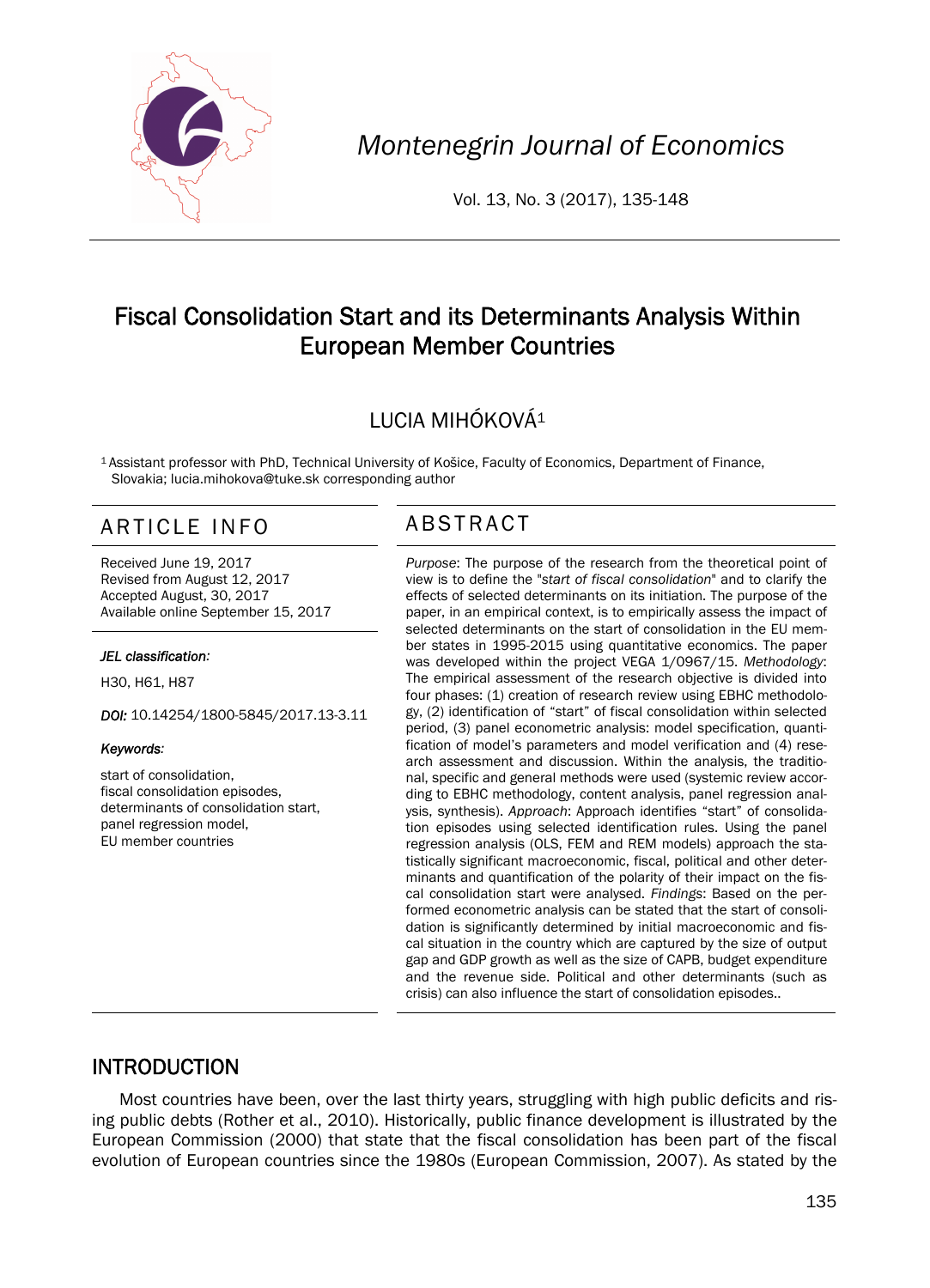# Fiscal Consolidation Start and its Determinants Analysis Within European Member Countries

## LUCIA MIHÓKOVÁ[1]

[1] Assistant professor with PhD, Technical University of Košice, Faculty of Economics, Department of Finance, Slovakia; lucia.mihokova@tuke.sk corresponding author

## ARTICLE INFO

Received June 19, 2017
Revised from August 12, 2017
Accepted August, 30, 2017
Available online September 15, 2017

***JEL classification:***

H30, H61, H87

***DOI:*** 10.14254/1800-5845/2017.13-3.11

***Keywords:***

start of consolidation,
fiscal consolidation episodes,
determinants of consolidation start,
panel regression model,
EU member countries

## ABSTRACT

*Purpose*: The purpose of the research from the theoretical point of view is to define the "*start of fiscal consolidation*" and to clarify the effects of selected determinants on its initiation. The purpose of the paper, in an empirical context, is to empirically assess the impact of selected determinants on the start of consolidation in the EU member states in 1995-2015 using quantitative economics. The paper was developed within the project VEGA 1/0967/15. *Methodology*: The empirical assessment of the research objective is divided into four phases: (1) creation of research review using EBHC methodology, (2) identification of "start" of fiscal consolidation within selected period, (3) panel econometric analysis: model specification, quantification of model's parameters and model verification and (4) research assessment and discussion. Within the analysis, the traditional, specific and general methods were used (systemic review according to EBHC methodology, content analysis, panel regression analysis, synthesis). *Approach*: Approach identifies "start" of consolidation episodes using selected identification rules. Using the panel regression analysis (OLS, FEM and REM models) approach the statistically significant macroeconomic, fiscal, political and other determinants and quantification of the polarity of their impact on the fiscal consolidation start were analysed. *Findings*: Based on the performed econometric analysis can be stated that the start of consolidation is significantly determined by initial macroeconomic and fiscal situation in the country which are captured by the size of output gap and GDP growth as well as the size of CAPB, budget expenditure and the revenue side. Political and other determinants (such as crisis) can also influence the start of consolidation episodes..

## INTRODUCTION

Most countries have been, over the last thirty years, struggling with high public deficits and rising public debts (Rother et al., 2010). Historically, public finance development is illustrated by the European Commission (2000) that state that the fiscal consolidation has been part of the fiscal evolution of European countries since the 1980s (European Commission, 2007). As stated by the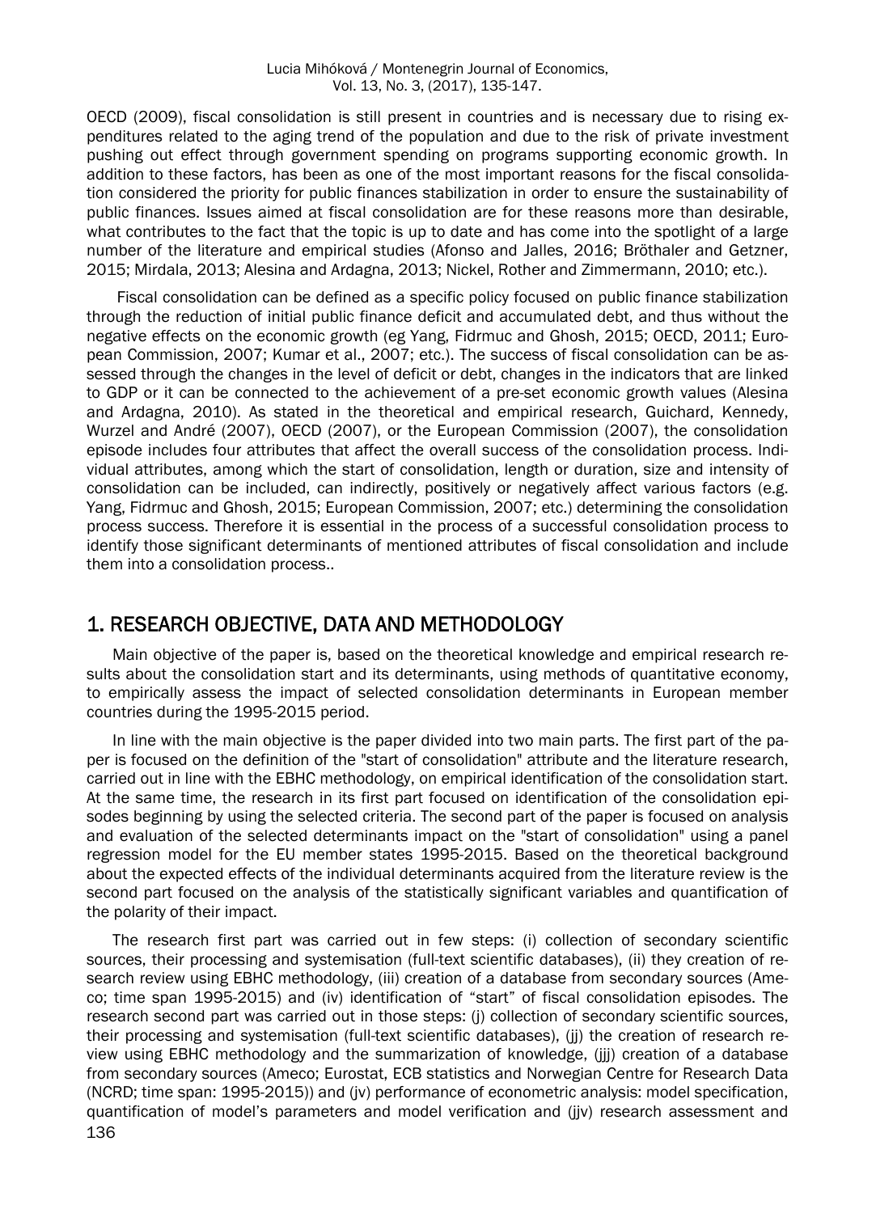OECD (2009), fiscal consolidation is still present in countries and is necessary due to rising expenditures related to the aging trend of the population and due to the risk of private investment pushing out effect through government spending on programs supporting economic growth. In addition to these factors, has been as one of the most important reasons for the fiscal consolidation considered the priority for public finances stabilization in order to ensure the sustainability of public finances. Issues aimed at fiscal consolidation are for these reasons more than desirable, what contributes to the fact that the topic is up to date and has come into the spotlight of a large number of the literature and empirical studies (Afonso and Jalles, 2016; Bröthaler and Getzner, 2015; Mirdala, 2013; Alesina and Ardagna, 2013; Nickel, Rother and Zimmermann, 2010; etc.).

Fiscal consolidation can be defined as a specific policy focused on public finance stabilization through the reduction of initial public finance deficit and accumulated debt, and thus without the negative effects on the economic growth (eg Yang, Fidrmuc and Ghosh, 2015; OECD, 2011; European Commission, 2007; Kumar et al., 2007; etc.). The success of fiscal consolidation can be assessed through the changes in the level of deficit or debt, changes in the indicators that are linked to GDP or it can be connected to the achievement of a pre-set economic growth values (Alesina and Ardagna, 2010). As stated in the theoretical and empirical research, Guichard, Kennedy, Wurzel and André (2007), OECD (2007), or the European Commission (2007), the consolidation episode includes four attributes that affect the overall success of the consolidation process. Individual attributes, among which the start of consolidation, length or duration, size and intensity of consolidation can be included, can indirectly, positively or negatively affect various factors (e.g. Yang, Fidrmuc and Ghosh, 2015; European Commission, 2007; etc.) determining the consolidation process success. Therefore it is essential in the process of a successful consolidation process to identify those significant determinants of mentioned attributes of fiscal consolidation and include them into a consolidation process..

## 1. RESEARCH OBJECTIVE, DATA AND METHODOLOGY

Main objective of the paper is, based on the theoretical knowledge and empirical research results about the consolidation start and its determinants, using methods of quantitative economy, to empirically assess the impact of selected consolidation determinants in European member countries during the 1995-2015 period.

In line with the main objective is the paper divided into two main parts. The first part of the paper is focused on the definition of the "start of consolidation" attribute and the literature research, carried out in line with the EBHC methodology, on empirical identification of the consolidation start. At the same time, the research in its first part focused on identification of the consolidation episodes beginning by using the selected criteria. The second part of the paper is focused on analysis and evaluation of the selected determinants impact on the "start of consolidation" using a panel regression model for the EU member states 1995-2015. Based on the theoretical background about the expected effects of the individual determinants acquired from the literature review is the second part focused on the analysis of the statistically significant variables and quantification of the polarity of their impact.

The research first part was carried out in few steps: (i) collection of secondary scientific sources, their processing and systemisation (full-text scientific databases), (ii) they creation of research review using EBHC methodology, (iii) creation of a database from secondary sources (Ameco; time span 1995-2015) and (iv) identification of "start" of fiscal consolidation episodes. The research second part was carried out in those steps: (j) collection of secondary scientific sources, their processing and systemisation (full-text scientific databases), (jj) the creation of research review using EBHC methodology and the summarization of knowledge, (jjj) creation of a database from secondary sources (Ameco; Eurostat, ECB statistics and Norwegian Centre for Research Data (NCRD; time span: 1995-2015)) and (jv) performance of econometric analysis: model specification, quantification of model's parameters and model verification and (jjv) research assessment and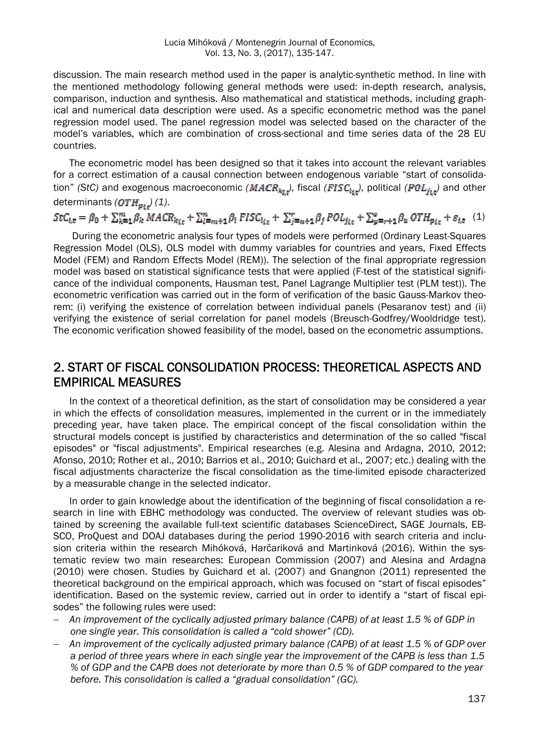discussion. The main research method used in the paper is analytic-synthetic method. In line with the mentioned methodology following general methods were used: in-depth research, analysis, comparison, induction and synthesis. Also mathematical and statistical methods, including graphical and numerical data description were used. As a specific econometric method was the panel regression model used. The panel regression model was selected based on the character of the model's variables, which are combination of cross-sectional and time series data of the 28 EU countries.

The econometric model has been designed so that it takes into account the relevant variables for a correct estimation of a causal connection between endogenous variable "start of consolidation" *(StC)* and exogenous macroeconomic *($MACR_{k_{i,t}}$)*, fiscal *($FISC_{l_{i,t}}$)*, political *($POL_{j_{i,t}}$)* and other determinants *($OTH_{p_{i,t}}$) (1)*.

$$StC_{i,t} = \beta_0 + \sum_{k=1}^{m} \beta_k \, MACR_{k_{i,t}} + \sum_{l=m+1}^{n} \beta_l \, FISC_{l_{i,t}} + \sum_{j=n+1}^{r} \beta_j \, POL_{j_{i,t}} + \sum_{p=r+1}^{s} \beta_u \, OTH_{p_{i,t}} + \varepsilon_{i,t} \quad (1)$$

During the econometric analysis four types of models were performed (Ordinary Least-Squares Regression Model (OLS), OLS model with dummy variables for countries and years, Fixed Effects Model (FEM) and Random Effects Model (REM)). The selection of the final appropriate regression model was based on statistical significance tests that were applied (F-test of the statistical significance of the individual components, Hausman test, Panel Lagrange Multiplier test (PLM test)). The econometric verification was carried out in the form of verification of the basic Gauss-Markov theorem: (i) verifying the existence of correlation between individual panels (Pesaranov test) and (ii) verifying the existence of serial correlation for panel models (Breusch-Godfrey/Wooldridge test). The economic verification showed feasibility of the model, based on the econometric assumptions.

## 2. START OF FISCAL CONSOLIDATION PROCESS: THEORETICAL ASPECTS AND EMPIRICAL MEASURES

In the context of a theoretical definition, as the start of consolidation may be considered a year in which the effects of consolidation measures, implemented in the current or in the immediately preceding year, have taken place. The empirical concept of the fiscal consolidation within the structural models concept is justified by characteristics and determination of the so called "fiscal episodes" or "fiscal adjustments". Empirical researches (e.g. Alesina and Ardagna, 2010, 2012; Afonso, 2010; Rother et al., 2010; Barrios et al., 2010; Guichard et al., 2007; etc.) dealing with the fiscal adjustments characterize the fiscal consolidation as the time-limited episode characterized by a measurable change in the selected indicator.

In order to gain knowledge about the identification of the beginning of fiscal consolidation a research in line with EBHC methodology was conducted. The overview of relevant studies was obtained by screening the available full-text scientific databases ScienceDirect, SAGE Journals, EBSCO, ProQuest and DOAJ databases during the period 1990-2016 with search criteria and inclusion criteria within the research Mihóková, Harčariková and Martinková (2016). Within the systematic review two main researches: European Commission (2007) and Alesina and Ardagna (2010) were chosen. Studies by Guichard et al. (2007) and Gnangnon (2011) represented the theoretical background on the empirical approach, which was focused on "start of fiscal episodes" identification. Based on the systemic review, carried out in order to identify a "start of fiscal episodes" the following rules were used:

- *An improvement of the cyclically adjusted primary balance (CAPB) of at least 1.5 % of GDP in one single year. This consolidation is called a "cold shower" (CD).*
- *An improvement of the cyclically adjusted primary balance (CAPB) of at least 1.5 % of GDP over a period of three years where in each single year the improvement of the CAPB is less than 1.5 % of GDP and the CAPB does not deteriorate by more than 0.5 % of GDP compared to the year before. This consolidation is called a "gradual consolidation" (GC).*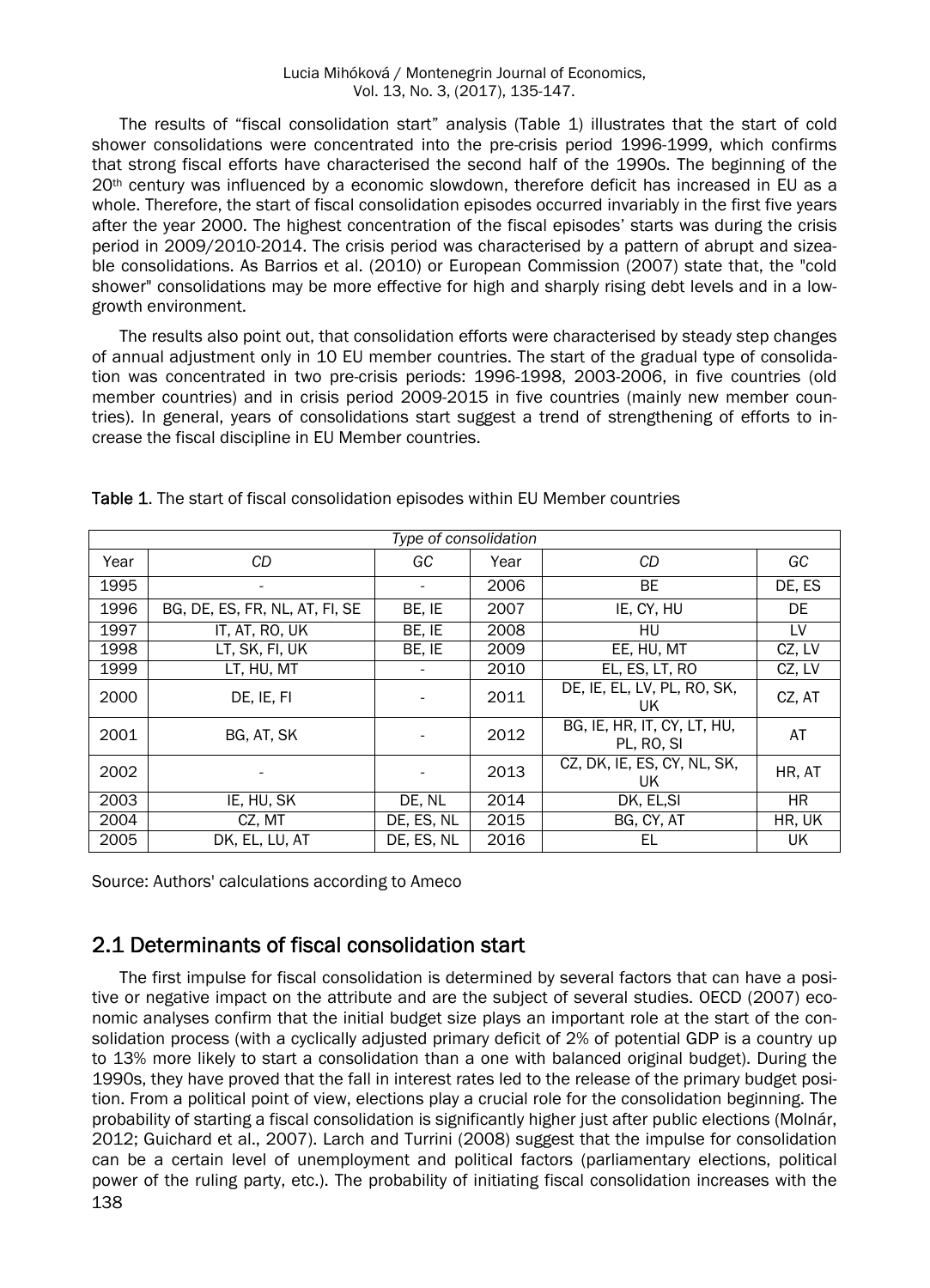The results of "fiscal consolidation start" analysis (Table 1) illustrates that the start of cold shower consolidations were concentrated into the pre-crisis period 1996-1999, which confirms that strong fiscal efforts have characterised the second half of the 1990s. The beginning of the 20th century was influenced by a economic slowdown, therefore deficit has increased in EU as a whole. Therefore, the start of fiscal consolidation episodes occurred invariably in the first five years after the year 2000. The highest concentration of the fiscal episodes' starts was during the crisis period in 2009/2010-2014. The crisis period was characterised by a pattern of abrupt and sizeable consolidations. As Barrios et al. (2010) or European Commission (2007) state that, the "cold shower" consolidations may be more effective for high and sharply rising debt levels and in a low-growth environment.

The results also point out, that consolidation efforts were characterised by steady step changes of annual adjustment only in 10 EU member countries. The start of the gradual type of consolidation was concentrated in two pre-crisis periods: 1996-1998, 2003-2006, in five countries (old member countries) and in crisis period 2009-2015 in five countries (mainly new member countries). In general, years of consolidations start suggest a trend of strengthening of efforts to increase the fiscal discipline in EU Member countries.

**Table 1**. The start of fiscal consolidation episodes within EU Member countries

| *Type of consolidation* | | | | | |
|---|---|---|---|---|---|
| Year | *CD* | *GC* | Year | *CD* | *GC* |
| 1995 | - | - | 2006 | BE | DE, ES |
| 1996 | BG, DE, ES, FR, NL, AT, FI, SE | BE, IE | 2007 | IE, CY, HU | DE |
| 1997 | IT, AT, RO, UK | BE, IE | 2008 | HU | LV |
| 1998 | LT, SK, FI, UK | BE, IE | 2009 | EE, HU, MT | CZ, LV |
| 1999 | LT, HU, MT | - | 2010 | EL, ES, LT, RO | CZ, LV |
| 2000 | DE, IE, FI | - | 2011 | DE, IE, EL, LV, PL, RO, SK, UK | CZ, AT |
| 2001 | BG, AT, SK | - | 2012 | BG, IE, HR, IT, CY, LT, HU, PL, RO, SI | AT |
| 2002 | - | - | 2013 | CZ, DK, IE, ES, CY, NL, SK, UK | HR, AT |
| 2003 | IE, HU, SK | DE, NL | 2014 | DK, EL,SI | HR |
| 2004 | CZ, MT | DE, ES, NL | 2015 | BG, CY, AT | HR, UK |
| 2005 | DK, EL, LU, AT | DE, ES, NL | 2016 | EL | UK |

Source: Authors' calculations according to Ameco

## 2.1 Determinants of fiscal consolidation start

The first impulse for fiscal consolidation is determined by several factors that can have a positive or negative impact on the attribute and are the subject of several studies. OECD (2007) economic analyses confirm that the initial budget size plays an important role at the start of the consolidation process (with a cyclically adjusted primary deficit of 2% of potential GDP is a country up to 13% more likely to start a consolidation than a one with balanced original budget). During the 1990s, they have proved that the fall in interest rates led to the release of the primary budget position. From a political point of view, elections play a crucial role for the consolidation beginning. The probability of starting a fiscal consolidation is significantly higher just after public elections (Molnár, 2012; Guichard et al., 2007). Larch and Turrini (2008) suggest that the impulse for consolidation can be a certain level of unemployment and political factors (parliamentary elections, political power of the ruling party, etc.). The probability of initiating fiscal consolidation increases with the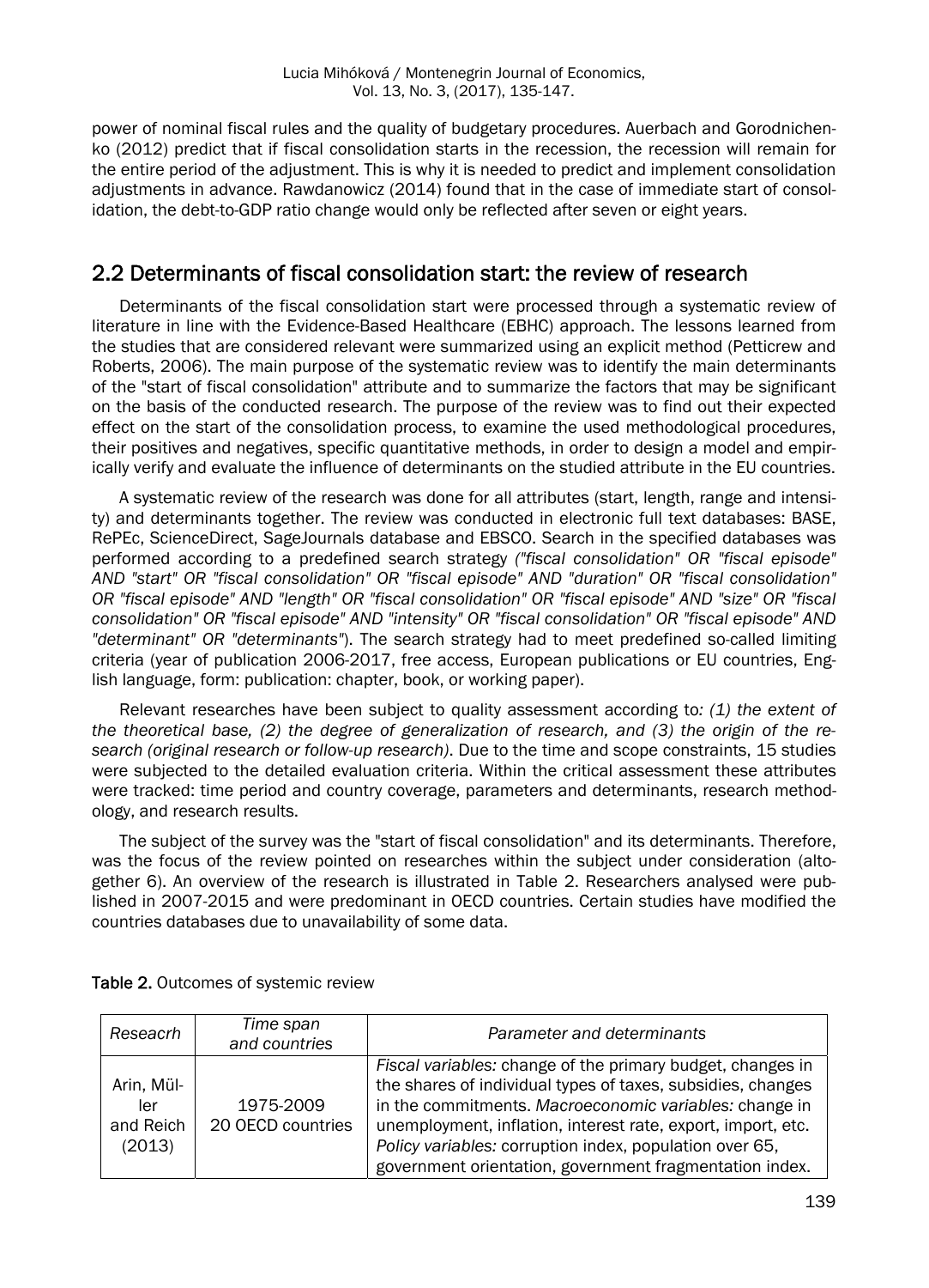power of nominal fiscal rules and the quality of budgetary procedures. Auerbach and Gorodnichenko (2012) predict that if fiscal consolidation starts in the recession, the recession will remain for the entire period of the adjustment. This is why it is needed to predict and implement consolidation adjustments in advance. Rawdanowicz (2014) found that in the case of immediate start of consolidation, the debt-to-GDP ratio change would only be reflected after seven or eight years.

## 2.2 Determinants of fiscal consolidation start: the review of research

Determinants of the fiscal consolidation start were processed through a systematic review of literature in line with the Evidence-Based Healthcare (EBHC) approach. The lessons learned from the studies that are considered relevant were summarized using an explicit method (Petticrew and Roberts, 2006). The main purpose of the systematic review was to identify the main determinants of the "start of fiscal consolidation" attribute and to summarize the factors that may be significant on the basis of the conducted research. The purpose of the review was to find out their expected effect on the start of the consolidation process, to examine the used methodological procedures, their positives and negatives, specific quantitative methods, in order to design a model and empirically verify and evaluate the influence of determinants on the studied attribute in the EU countries.

A systematic review of the research was done for all attributes (start, length, range and intensity) and determinants together. The review was conducted in electronic full text databases: BASE, RePEc, ScienceDirect, SageJournals database and EBSCO. Search in the specified databases was performed according to a predefined search strategy *("fiscal consolidation" OR "fiscal episode" AND "start" OR "fiscal consolidation" OR "fiscal episode" AND "duration" OR "fiscal consolidation" OR "fiscal episode" AND "length" OR "fiscal consolidation" OR "fiscal episode" AND "size" OR "fiscal consolidation" OR "fiscal episode" AND "intensity" OR "fiscal consolidation" OR "fiscal episode" AND "determinant" OR "determinants"*). The search strategy had to meet predefined so-called limiting criteria (year of publication 2006-2017, free access, European publications or EU countries, English language, form: publication: chapter, book, or working paper).

Relevant researches have been subject to quality assessment according to*: (1) the extent of the theoretical base, (2) the degree of generalization of research, and (3) the origin of the research (original research or follow-up research)*. Due to the time and scope constraints, 15 studies were subjected to the detailed evaluation criteria. Within the critical assessment these attributes were tracked: time period and country coverage, parameters and determinants, research methodology, and research results.

The subject of the survey was the "start of fiscal consolidation" and its determinants. Therefore, was the focus of the review pointed on researches within the subject under consideration (altogether 6). An overview of the research is illustrated in Table 2. Researchers analysed were published in 2007-2015 and were predominant in OECD countries. Certain studies have modified the countries databases due to unavailability of some data.

**Table 2.** Outcomes of systemic review

| *Reseacrh* | *Time span and countries* | *Parameter and determinants* |
|---|---|---|
| Arin, Müller and Reich (2013) | 1975-2009 20 OECD countries | *Fiscal variables:* change of the primary budget, changes in the shares of individual types of taxes, subsidies, changes in the commitments. *Macroeconomic variables:* change in unemployment, inflation, interest rate, export, import, etc. *Policy variables:* corruption index, population over 65, government orientation, government fragmentation index. |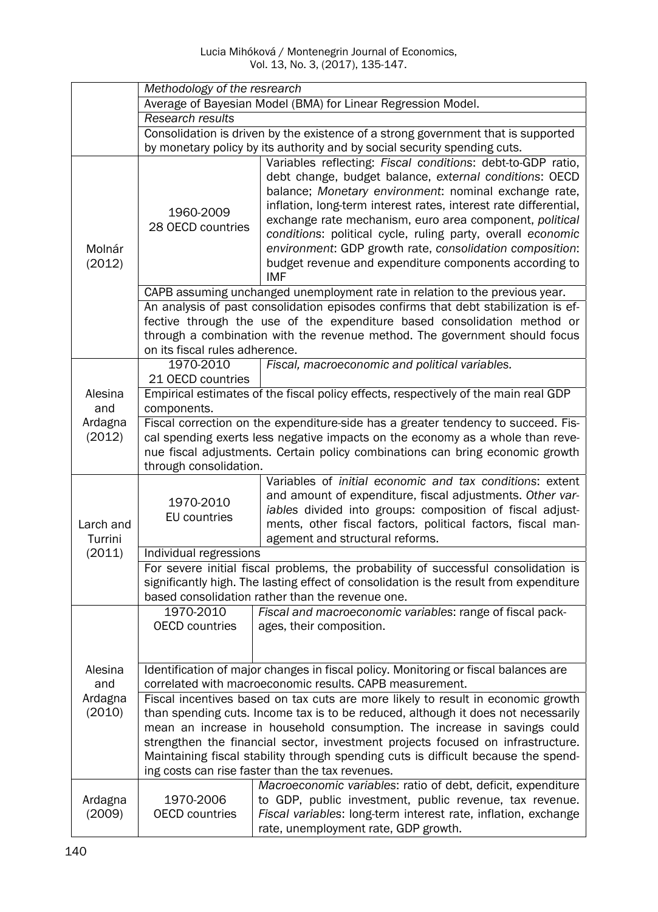| | | |
|---|---|---|
| | *Methodology of the resrearch* | |
| | Average of Bayesian Model (BMA) for Linear Regression Model. | |
| | *Research results* | |
| | Consolidation is driven by the existence of a strong government that is supported by monetary policy by its authority and by social security spending cuts. | |
| Molnár (2012) | 1960-2009 28 OECD countries | Variables reflecting: *Fiscal conditions*: debt-to-GDP ratio, debt change, budget balance, *external conditions*: OECD balance; *Monetary environment*: nominal exchange rate, inflation, long-term interest rates, interest rate differential, exchange rate mechanism, euro area component, *political conditions*: political cycle, ruling party, overall *economic environment*: GDP growth rate, *consolidation composition*: budget revenue and expenditure components according to IMF |
| | CAPB assuming unchanged unemployment rate in relation to the previous year. | |
| | An analysis of past consolidation episodes confirms that debt stabilization is effective through the use of the expenditure based consolidation method or through a combination with the revenue method. The government should focus on its fiscal rules adherence. | |
| Alesina and Ardagna (2012) | 1970-2010 21 OECD countries | *Fiscal, macroeconomic and political variables.* |
| | Empirical estimates of the fiscal policy effects, respectively of the main real GDP components. | |
| | Fiscal correction on the expenditure-side has a greater tendency to succeed. Fiscal spending exerts less negative impacts on the economy as a whole than revenue fiscal adjustments. Certain policy combinations can bring economic growth through consolidation. | |
| Larch and Turrini (2011) | 1970-2010 EU countries | Variables of *initial economic and tax conditions*: extent and amount of expenditure, fiscal adjustments. *Other variables* divided into groups: composition of fiscal adjustments, other fiscal factors, political factors, fiscal management and structural reforms. |
| | Individual regressions | |
| | For severe initial fiscal problems, the probability of successful consolidation is significantly high. The lasting effect of consolidation is the result from expenditure based consolidation rather than the revenue one. | |
| Alesina and Ardagna (2010) | 1970-2010 OECD countries | *Fiscal and macroeconomic variables*: range of fiscal packages, their composition. |
| | Identification of major changes in fiscal policy. Monitoring or fiscal balances are correlated with macroeconomic results. CAPB measurement. | |
| | Fiscal incentives based on tax cuts are more likely to result in economic growth than spending cuts. Income tax is to be reduced, although it does not necessarily mean an increase in household consumption. The increase in savings could strengthen the financial sector, investment projects focused on infrastructure. Maintaining fiscal stability through spending cuts is difficult because the spending costs can rise faster than the tax revenues. | |
| Ardagna (2009) | 1970-2006 OECD countries | *Macroeconomic variables*: ratio of debt, deficit, expenditure to GDP, public investment, public revenue, tax revenue. *Fiscal variables*: long-term interest rate, inflation, exchange rate, unemployment rate, GDP growth. |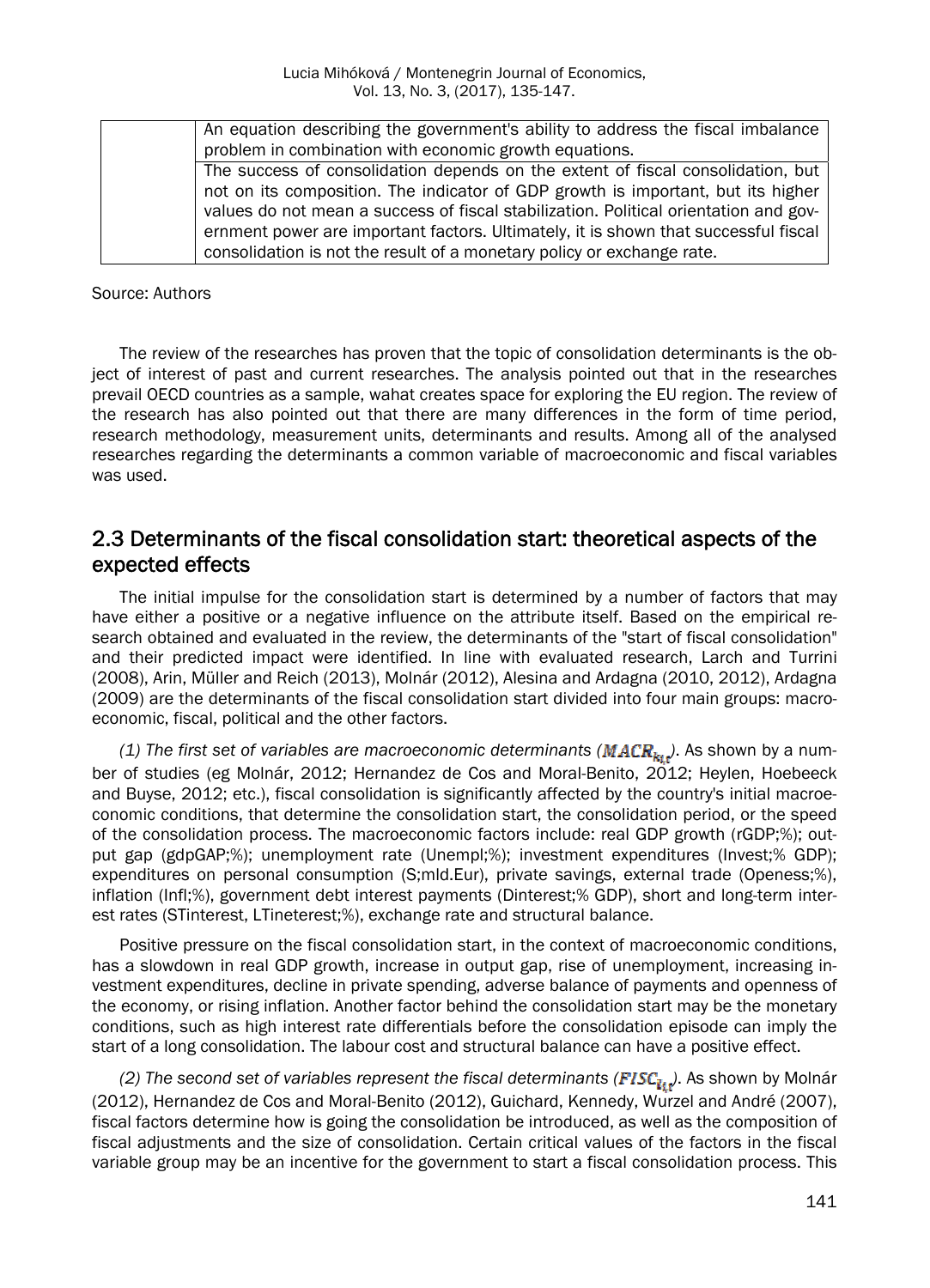| | |
|---|---|
| | An equation describing the government's ability to address the fiscal imbalance problem in combination with economic growth equations. |
| | The success of consolidation depends on the extent of fiscal consolidation, but not on its composition. The indicator of GDP growth is important, but its higher values do not mean a success of fiscal stabilization. Political orientation and government power are important factors. Ultimately, it is shown that successful fiscal consolidation is not the result of a monetary policy or exchange rate. |

Source: Authors

The review of the researches has proven that the topic of consolidation determinants is the object of interest of past and current researches. The analysis pointed out that in the researches prevail OECD countries as a sample, wahat creates space for exploring the EU region. The review of the research has also pointed out that there are many differences in the form of time period, research methodology, measurement units, determinants and results. Among all of the analysed researches regarding the determinants a common variable of macroeconomic and fiscal variables was used.

## 2.3 Determinants of the fiscal consolidation start: theoretical aspects of the expected effects

The initial impulse for the consolidation start is determined by a number of factors that may have either a positive or a negative influence on the attribute itself. Based on the empirical research obtained and evaluated in the review, the determinants of the "start of fiscal consolidation" and their predicted impact were identified. In line with evaluated research, Larch and Turrini (2008), Arin, Müller and Reich (2013), Molnár (2012), Alesina and Ardagna (2010, 2012), Ardagna (2009) are the determinants of the fiscal consolidation start divided into four main groups: macroeconomic, fiscal, political and the other factors.

*(1) The first set of variables are macroeconomic determinants ($\mathbf{MACR}_{k_{i,t}}$).* As shown by a number of studies (eg Molnár, 2012; Hernandez de Cos and Moral-Benito, 2012; Heylen, Hoebeeck and Buyse, 2012; etc.), fiscal consolidation is significantly affected by the country's initial macroeconomic conditions, that determine the consolidation start, the consolidation period, or the speed of the consolidation process. The macroeconomic factors include: real GDP growth (rGDP;%); output gap (gdpGAP;%); unemployment rate (Unempl;%); investment expenditures (Invest;% GDP); expenditures on personal consumption (S;mld.Eur), private savings, external trade (Openess;%), inflation (Infl;%), government debt interest payments (Dinterest;% GDP), short and long-term interest rates (STinterest, LTineterest;%), exchange rate and structural balance.

Positive pressure on the fiscal consolidation start, in the context of macroeconomic conditions, has a slowdown in real GDP growth, increase in output gap, rise of unemployment, increasing investment expenditures, decline in private spending, adverse balance of payments and openness of the economy, or rising inflation. Another factor behind the consolidation start may be the monetary conditions, such as high interest rate differentials before the consolidation episode can imply the start of a long consolidation. The labour cost and structural balance can have a positive effect.

*(2) The second set of variables represent the fiscal determinants ($\mathbf{FISC}_{l_{i,t}}$).* As shown by Molnár (2012), Hernandez de Cos and Moral-Benito (2012), Guichard, Kennedy, Wurzel and André (2007), fiscal factors determine how is going the consolidation be introduced, as well as the composition of fiscal adjustments and the size of consolidation. Certain critical values of the factors in the fiscal variable group may be an incentive for the government to start a fiscal consolidation process. This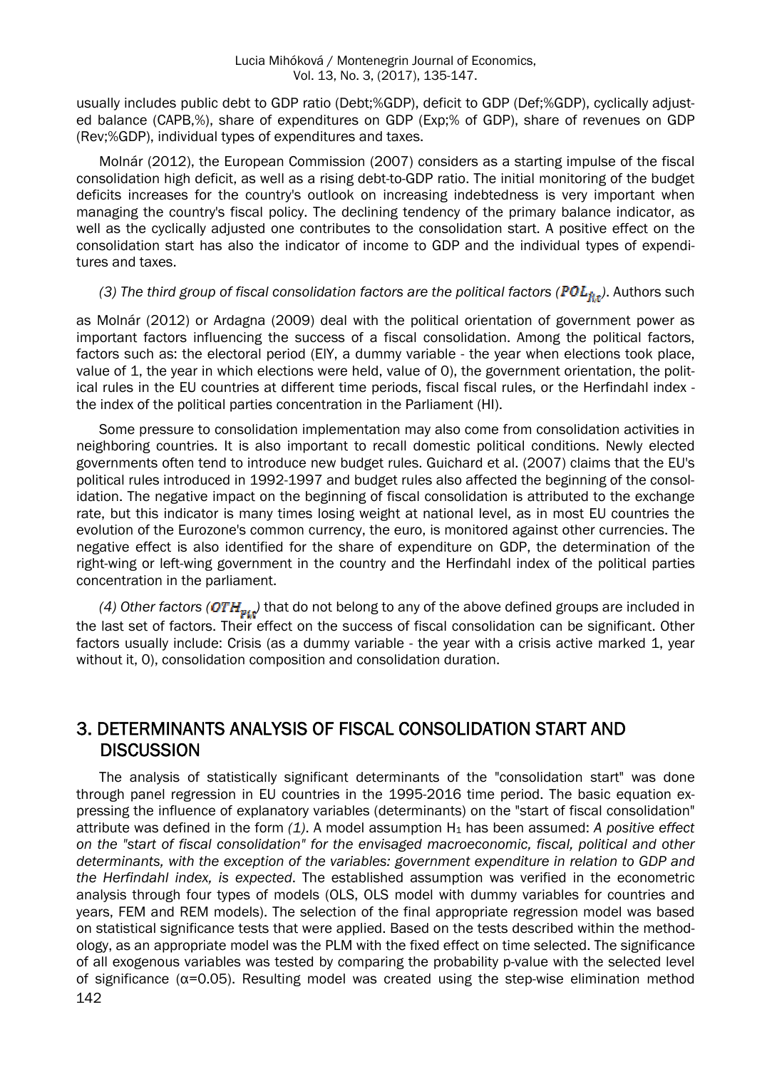usually includes public debt to GDP ratio (Debt;%GDP), deficit to GDP (Def;%GDP), cyclically adjusted balance (CAPB,%), share of expenditures on GDP (Exp;% of GDP), share of revenues on GDP (Rev;%GDP), individual types of expenditures and taxes.

Molnár (2012), the European Commission (2007) considers as a starting impulse of the fiscal consolidation high deficit, as well as a rising debt-to-GDP ratio. The initial monitoring of the budget deficits increases for the country's outlook on increasing indebtedness is very important when managing the country's fiscal policy. The declining tendency of the primary balance indicator, as well as the cyclically adjusted one contributes to the consolidation start. A positive effect on the consolidation start has also the indicator of income to GDP and the individual types of expenditures and taxes.

*(3) The third group of fiscal consolidation factors are the political factors ($POL_{fit}$).* Authors such as Molnár (2012) or Ardagna (2009) deal with the political orientation of government power as important factors influencing the success of a fiscal consolidation. Among the political factors, factors such as: the electoral period (ElY, a dummy variable - the year when elections took place, value of 1, the year in which elections were held, value of 0), the government orientation, the political rules in the EU countries at different time periods, fiscal fiscal rules, or the Herfindahl index - the index of the political parties concentration in the Parliament (HI).

Some pressure to consolidation implementation may also come from consolidation activities in neighboring countries. It is also important to recall domestic political conditions. Newly elected governments often tend to introduce new budget rules. Guichard et al. (2007) claims that the EU's political rules introduced in 1992-1997 and budget rules also affected the beginning of the consolidation. The negative impact on the beginning of fiscal consolidation is attributed to the exchange rate, but this indicator is many times losing weight at national level, as in most EU countries the evolution of the Eurozone's common currency, the euro, is monitored against other currencies. The negative effect is also identified for the share of expenditure on GDP, the determination of the right-wing or left-wing government in the country and the Herfindahl index of the political parties concentration in the parliament.

*(4) Other factors ($OTH_{pit}$)* that do not belong to any of the above defined groups are included in the last set of factors. Their effect on the success of fiscal consolidation can be significant. Other factors usually include: Crisis (as a dummy variable - the year with a crisis active marked 1, year without it, 0), consolidation composition and consolidation duration.

## 3. DETERMINANTS ANALYSIS OF FISCAL CONSOLIDATION START AND DISCUSSION

The analysis of statistically significant determinants of the "consolidation start" was done through panel regression in EU countries in the 1995-2016 time period. The basic equation expressing the influence of explanatory variables (determinants) on the "start of fiscal consolidation" attribute was defined in the form *(1)*. A model assumption $H_1$ has been assumed: *A positive effect on the "start of fiscal consolidation" for the envisaged macroeconomic, fiscal, political and other determinants, with the exception of the variables: government expenditure in relation to GDP and the Herfindahl index, is expected*. The established assumption was verified in the econometric analysis through four types of models (OLS, OLS model with dummy variables for countries and years, FEM and REM models). The selection of the final appropriate regression model was based on statistical significance tests that were applied. Based on the tests described within the methodology, as an appropriate model was the PLM with the fixed effect on time selected. The significance of all exogenous variables was tested by comparing the probability p-value with the selected level of significance ($\alpha$=0.05). Resulting model was created using the step-wise elimination method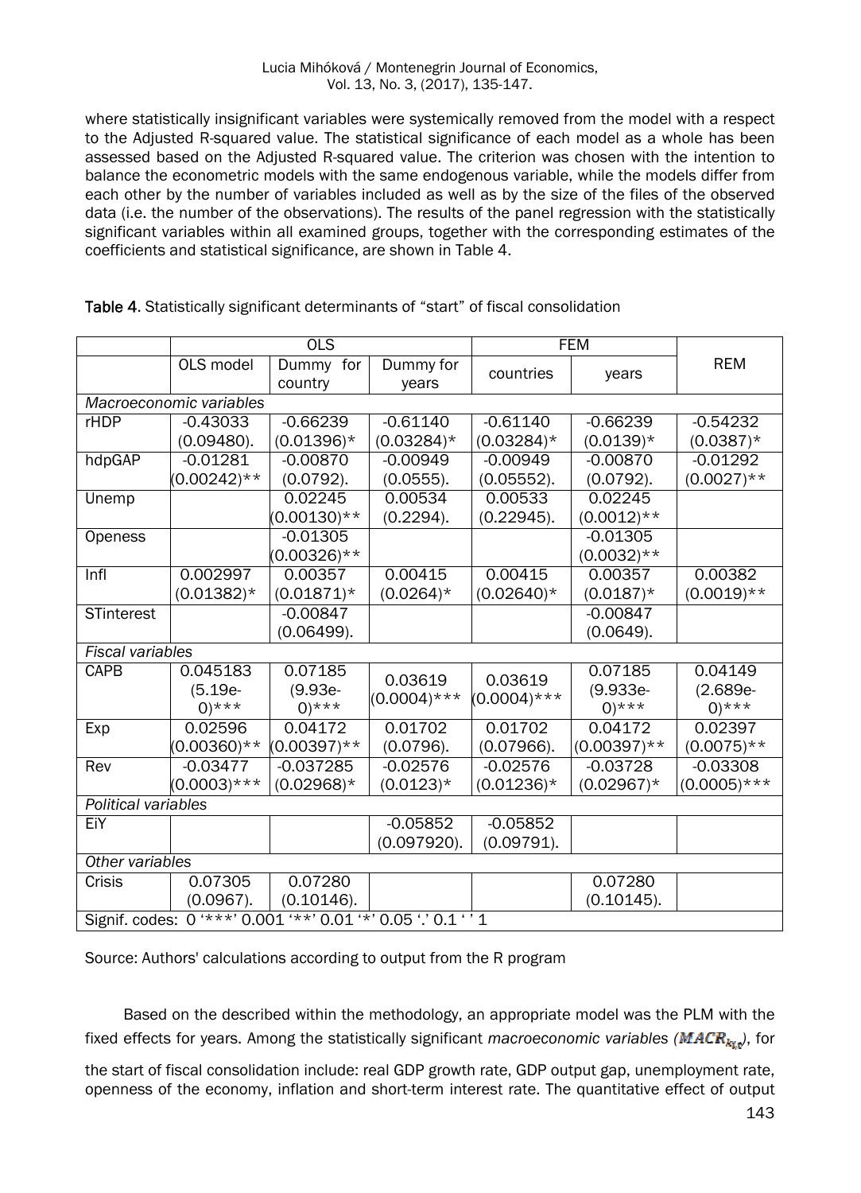where statistically insignificant variables were systemically removed from the model with a respect to the Adjusted R-squared value. The statistical significance of each model as a whole has been assessed based on the Adjusted R-squared value. The criterion was chosen with the intention to balance the econometric models with the same endogenous variable, while the models differ from each other by the number of variables included as well as by the size of the files of the observed data (i.e. the number of the observations). The results of the panel regression with the statistically significant variables within all examined groups, together with the corresponding estimates of the coefficients and statistical significance, are shown in Table 4.

**Table 4**. Statistically significant determinants of "start" of fiscal consolidation

| | OLS | | | FEM | | REM |
|---|---|---|---|---|---|---|
| | OLS model | Dummy for country | Dummy for years | countries | years | |
| *Macroeconomic variables* | | | | | | |
| rHDP | -0.43033 (0.09480). | -0.66239 (0.01396)* | -0.61140 (0.03284)* | -0.61140 (0.03284)* | -0.66239 (0.0139)* | -0.54232 (0.0387)* |
| hdpGAP | -0.01281 (0.00242)** | -0.00870 (0.0792). | -0.00949 (0.0555). | -0.00949 (0.05552). | -0.00870 (0.0792). | -0.01292 (0.0027)** |
| Unemp | | 0.02245 (0.00130)** | 0.00534 (0.2294). | 0.00533 (0.22945). | 0.02245 (0.0012)** | |
| Openess | | -0.01305 (0.00326)** | | | -0.01305 (0.0032)** | |
| Infl | 0.002997 (0.01382)* | 0.00357 (0.01871)* | 0.00415 (0.0264)* | 0.00415 (0.02640)* | 0.00357 (0.0187)* | 0.00382 (0.0019)** |
| STinterest | | -0.00847 (0.06499). | | | -0.00847 (0.0649). | |
| *Fiscal variables* | | | | | | |
| CAPB | 0.045183 (5.19e-0)*** | 0.07185 (9.93e-0)*** | 0.03619 (0.0004)*** | 0.03619 (0.0004)*** | 0.07185 (9.933e-0)*** | 0.04149 (2.689e-0)*** |
| Exp | 0.02596 (0.00360)** | 0.04172 (0.00397)** | 0.01702 (0.0796). | 0.01702 (0.07966). | 0.04172 (0.00397)** | 0.02397 (0.0075)** |
| Rev | -0.03477 (0.0003)*** | -0.037285 (0.02968)* | -0.02576 (0.0123)* | -0.02576 (0.01236)* | -0.03728 (0.02967)* | -0.03308 (0.0005)*** |
| *Political variables* | | | | | | |
| EiY | | | -0.05852 (0.097920). | -0.05852 (0.09791). | | |
| *Other variables* | | | | | | |
| Crisis | 0.07305 (0.0967). | 0.07280 (0.10146). | | | 0.07280 (0.10145). | |
| Signif. codes: 0 '\*\*\*' 0.001 '\*\*' 0.01 '\*' 0.05 '.' 0.1 ' ' 1 | | | | | | |

Source: Authors' calculations according to output from the R program

Based on the described within the methodology, an appropriate model was the PLM with the fixed effects for years. Among the statistically significant *macroeconomic variables ($MACR_{k_{it}}$)*, for the start of fiscal consolidation include: real GDP growth rate, GDP output gap, unemployment rate, openness of the economy, inflation and short-term interest rate. The quantitative effect of output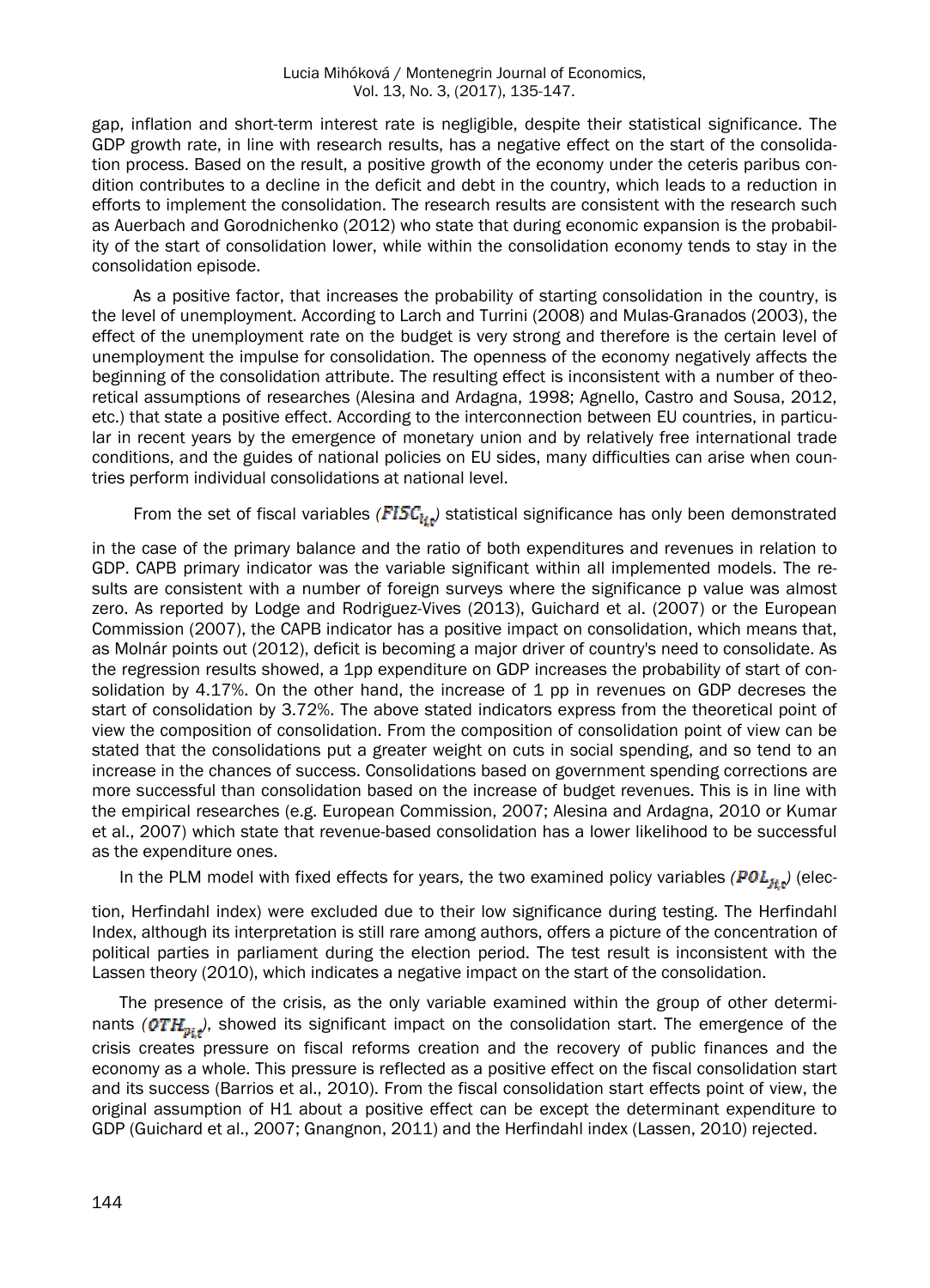gap, inflation and short-term interest rate is negligible, despite their statistical significance. The GDP growth rate, in line with research results, has a negative effect on the start of the consolidation process. Based on the result, a positive growth of the economy under the ceteris paribus condition contributes to a decline in the deficit and debt in the country, which leads to a reduction in efforts to implement the consolidation. The research results are consistent with the research such as Auerbach and Gorodnichenko (2012) who state that during economic expansion is the probability of the start of consolidation lower, while within the consolidation economy tends to stay in the consolidation episode.

As a positive factor, that increases the probability of starting consolidation in the country, is the level of unemployment. According to Larch and Turrini (2008) and Mulas-Granados (2003), the effect of the unemployment rate on the budget is very strong and therefore is the certain level of unemployment the impulse for consolidation. The openness of the economy negatively affects the beginning of the consolidation attribute. The resulting effect is inconsistent with a number of theoretical assumptions of researches (Alesina and Ardagna, 1998; Agnello, Castro and Sousa, 2012, etc.) that state a positive effect. According to the interconnection between EU countries, in particular in recent years by the emergence of monetary union and by relatively free international trade conditions, and the guides of national policies on EU sides, many difficulties can arise when countries perform individual consolidations at national level.

From the set of fiscal variables *($FISC_{i,t}$)* statistical significance has only been demonstrated in the case of the primary balance and the ratio of both expenditures and revenues in relation to GDP. CAPB primary indicator was the variable significant within all implemented models. The results are consistent with a number of foreign surveys where the significance p value was almost zero. As reported by Lodge and Rodriguez-Vives (2013), Guichard et al. (2007) or the European Commission (2007), the CAPB indicator has a positive impact on consolidation, which means that, as Molnár points out (2012), deficit is becoming a major driver of country's need to consolidate. As the regression results showed, a 1pp expenditure on GDP increases the probability of start of consolidation by 4.17%. On the other hand, the increase of 1 pp in revenues on GDP decreses the start of consolidation by 3.72%. The above stated indicators express from the theoretical point of view the composition of consolidation. From the composition of consolidation point of view can be stated that the consolidations put a greater weight on cuts in social spending, and so tend to an increase in the chances of success. Consolidations based on government spending corrections are more successful than consolidation based on the increase of budget revenues. This is in line with the empirical researches (e.g. European Commission, 2007; Alesina and Ardagna, 2010 or Kumar et al., 2007) which state that revenue-based consolidation has a lower likelihood to be successful as the expenditure ones.

In the PLM model with fixed effects for years, the two examined policy variables *($POL_{ji,t}$)* (election, Herfindahl index) were excluded due to their low significance during testing. The Herfindahl Index, although its interpretation is still rare among authors, offers a picture of the concentration of political parties in parliament during the election period. The test result is inconsistent with the Lassen theory (2010), which indicates a negative impact on the start of the consolidation.

The presence of the crisis, as the only variable examined within the group of other determinants *($OTH_{pi,t}$)*, showed its significant impact on the consolidation start. The emergence of the crisis creates pressure on fiscal reforms creation and the recovery of public finances and the economy as a whole. This pressure is reflected as a positive effect on the fiscal consolidation start and its success (Barrios et al., 2010). From the fiscal consolidation start effects point of view, the original assumption of H1 about a positive effect can be except the determinant expenditure to GDP (Guichard et al., 2007; Gnangnon, 2011) and the Herfindahl index (Lassen, 2010) rejected.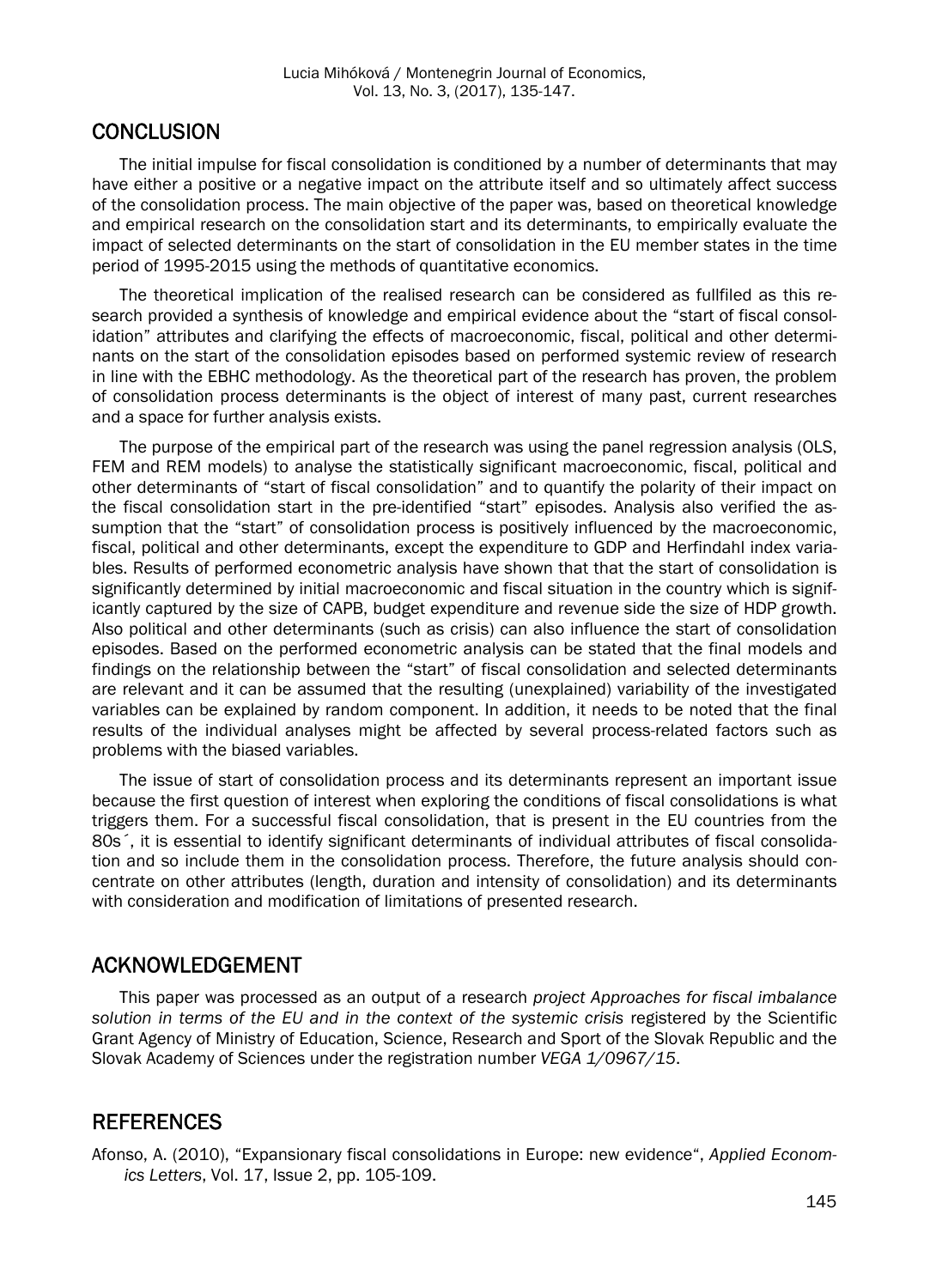## CONCLUSION

The initial impulse for fiscal consolidation is conditioned by a number of determinants that may have either a positive or a negative impact on the attribute itself and so ultimately affect success of the consolidation process. The main objective of the paper was, based on theoretical knowledge and empirical research on the consolidation start and its determinants, to empirically evaluate the impact of selected determinants on the start of consolidation in the EU member states in the time period of 1995-2015 using the methods of quantitative economics.

The theoretical implication of the realised research can be considered as fullfiled as this research provided a synthesis of knowledge and empirical evidence about the "start of fiscal consolidation" attributes and clarifying the effects of macroeconomic, fiscal, political and other determinants on the start of the consolidation episodes based on performed systemic review of research in line with the EBHC methodology. As the theoretical part of the research has proven, the problem of consolidation process determinants is the object of interest of many past, current researches and a space for further analysis exists.

The purpose of the empirical part of the research was using the panel regression analysis (OLS, FEM and REM models) to analyse the statistically significant macroeconomic, fiscal, political and other determinants of "start of fiscal consolidation" and to quantify the polarity of their impact on the fiscal consolidation start in the pre-identified "start" episodes. Analysis also verified the assumption that the "start" of consolidation process is positively influenced by the macroeconomic, fiscal, political and other determinants, except the expenditure to GDP and Herfindahl index variables. Results of performed econometric analysis have shown that that the start of consolidation is significantly determined by initial macroeconomic and fiscal situation in the country which is significantly captured by the size of CAPB, budget expenditure and revenue side the size of HDP growth. Also political and other determinants (such as crisis) can also influence the start of consolidation episodes. Based on the performed econometric analysis can be stated that the final models and findings on the relationship between the "start" of fiscal consolidation and selected determinants are relevant and it can be assumed that the resulting (unexplained) variability of the investigated variables can be explained by random component. In addition, it needs to be noted that the final results of the individual analyses might be affected by several process-related factors such as problems with the biased variables.

The issue of start of consolidation process and its determinants represent an important issue because the first question of interest when exploring the conditions of fiscal consolidations is what triggers them. For a successful fiscal consolidation, that is present in the EU countries from the 80s´, it is essential to identify significant determinants of individual attributes of fiscal consolidation and so include them in the consolidation process. Therefore, the future analysis should concentrate on other attributes (length, duration and intensity of consolidation) and its determinants with consideration and modification of limitations of presented research.

## ACKNOWLEDGEMENT

This paper was processed as an output of a research *project Approaches for fiscal imbalance solution in terms of the EU and in the context of the systemic crisis* registered by the Scientific Grant Agency of Ministry of Education, Science, Research and Sport of the Slovak Republic and the Slovak Academy of Sciences under the registration number *VEGA 1/0967/15*.

## REFERENCES

Afonso, A. (2010), "Expansionary fiscal consolidations in Europe: new evidence", *Applied Economics Letters*, Vol. 17, Issue 2, pp. 105-109.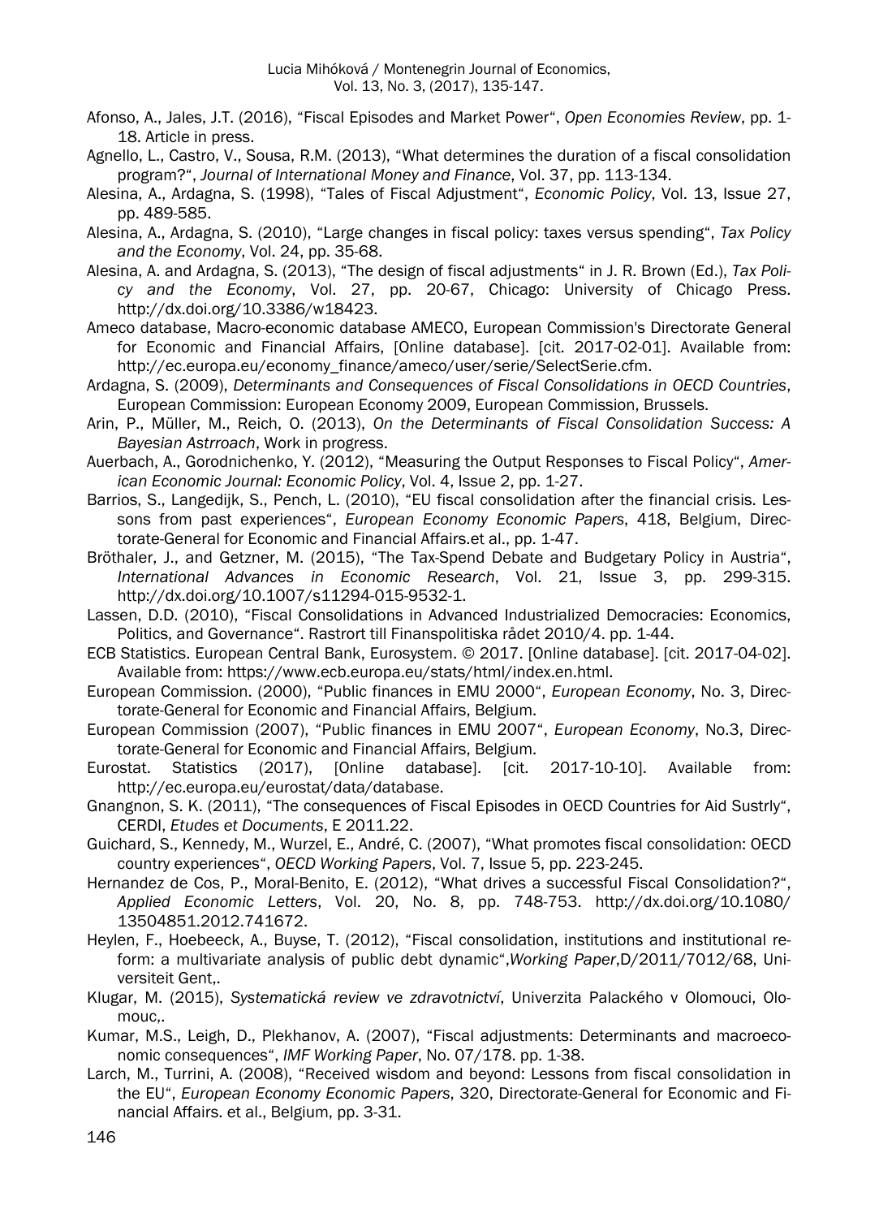Afonso, A., Jales, J.T. (2016), "Fiscal Episodes and Market Power", *Open Economies Review*, pp. 1-18. Article in press.

Agnello, L., Castro, V., Sousa, R.M. (2013), "What determines the duration of a fiscal consolidation program?", *Journal of International Money and Finance*, Vol. 37, pp. 113-134.

Alesina, A., Ardagna, S. (1998), "Tales of Fiscal Adjustment", *Economic Policy*, Vol. 13, Issue 27, pp. 489-585.

Alesina, A., Ardagna, S. (2010), "Large changes in fiscal policy: taxes versus spending", *Tax Policy and the Economy*, Vol. 24, pp. 35-68.

Alesina, A. and Ardagna, S. (2013), "The design of fiscal adjustments" in J. R. Brown (Ed.), *Tax Policy and the Economy*, Vol. 27, pp. 20-67, Chicago: University of Chicago Press. http://dx.doi.org/10.3386/w18423.

Ameco database, Macro-economic database AMECO, European Commission's Directorate General for Economic and Financial Affairs, [Online database]. [cit. 2017-02-01]. Available from: http://ec.europa.eu/economy_finance/ameco/user/serie/SelectSerie.cfm.

Ardagna, S. (2009), *Determinants and Consequences of Fiscal Consolidations in OECD Countries*, European Commission: European Economy 2009, European Commission, Brussels.

Arin, P., Müller, M., Reich, O. (2013), *On the Determinants of Fiscal Consolidation Success: A Bayesian Astrroach*, Work in progress.

Auerbach, A., Gorodnichenko, Y. (2012), "Measuring the Output Responses to Fiscal Policy", *American Economic Journal: Economic Policy*, Vol. 4, Issue 2, pp. 1-27.

Barrios, S., Langedijk, S., Pench, L. (2010), "EU fiscal consolidation after the financial crisis. Lessons from past experiences", *European Economy Economic Papers*, 418, Belgium, Directorate-General for Economic and Financial Affairs.et al., pp. 1-47.

Bröthaler, J., and Getzner, M. (2015), "The Tax-Spend Debate and Budgetary Policy in Austria", *International Advances in Economic Research*, Vol. 21, Issue 3, pp. 299-315. http://dx.doi.org/10.1007/s11294-015-9532-1.

Lassen, D.D. (2010), "Fiscal Consolidations in Advanced Industrialized Democracies: Economics, Politics, and Governance". Rastrort till Finanspolitiska rådet 2010/4. pp. 1-44.

ECB Statistics. European Central Bank, Eurosystem. © 2017. [Online database]. [cit. 2017-04-02]. Available from: https://www.ecb.europa.eu/stats/html/index.en.html.

European Commission. (2000), "Public finances in EMU 2000", *European Economy*, No. 3, Directorate-General for Economic and Financial Affairs, Belgium.

European Commission (2007), "Public finances in EMU 2007", *European Economy*, No.3, Directorate-General for Economic and Financial Affairs, Belgium.

Eurostat. Statistics (2017), [Online database]. [cit. 2017-10-10]. Available from: http://ec.europa.eu/eurostat/data/database.

Gnangnon, S. K. (2011), "The consequences of Fiscal Episodes in OECD Countries for Aid Sustrly", CERDI, *Etudes et Documents*, E 2011.22.

Guichard, S., Kennedy, M., Wurzel, E., André, C. (2007), "What promotes fiscal consolidation: OECD country experiences", *OECD Working Papers*, Vol. 7, Issue 5, pp. 223-245.

Hernandez de Cos, P., Moral-Benito, E. (2012), "What drives a successful Fiscal Consolidation?", *Applied Economic Letters*, Vol. 20, No. 8, pp. 748-753. http://dx.doi.org/10.1080/13504851.2012.741672.

Heylen, F., Hoebeeck, A., Buyse, T. (2012), "Fiscal consolidation, institutions and institutional reform: a multivariate analysis of public debt dynamic",*Working Paper*,D/2011/7012/68, Universiteit Gent,.

Klugar, M. (2015), *Systematická review ve zdravotnictví*, Univerzita Palackého v Olomouci, Olomouc,.

Kumar, M.S., Leigh, D., Plekhanov, A. (2007), "Fiscal adjustments: Determinants and macroeconomic consequences", *IMF Working Paper*, No. 07/178. pp. 1-38.

Larch, M., Turrini, A. (2008), "Received wisdom and beyond: Lessons from fiscal consolidation in the EU", *European Economy Economic Papers*, 320, Directorate-General for Economic and Financial Affairs. et al., Belgium, pp. 3-31.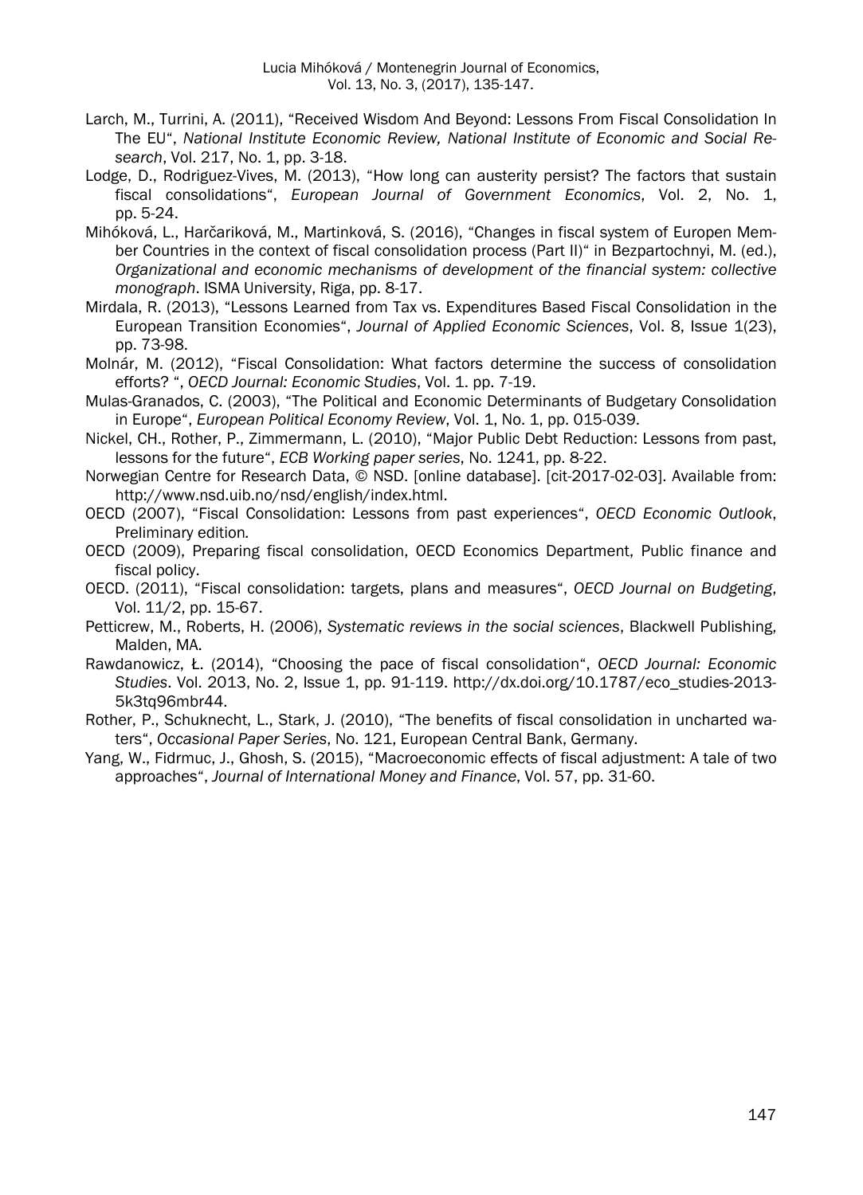Larch, M., Turrini, A. (2011), "Received Wisdom And Beyond: Lessons From Fiscal Consolidation In The EU", *National Institute Economic Review, National Institute of Economic and Social Research*, Vol. 217, No. 1, pp. 3-18.

Lodge, D., Rodriguez-Vives, M. (2013), "How long can austerity persist? The factors that sustain fiscal consolidations", *European Journal of Government Economics*, Vol. 2, No. 1, pp. 5-24.

Mihóková, L., Harčariková, M., Martinková, S. (2016), "Changes in fiscal system of Europen Member Countries in the context of fiscal consolidation process (Part II)" in Bezpartochnyi, M. (ed.), *Organizational and economic mechanisms of development of the financial system: collective monograph*. ISMA University, Riga, pp. 8-17.

Mirdala, R. (2013), "Lessons Learned from Tax vs. Expenditures Based Fiscal Consolidation in the European Transition Economies", *Journal of Applied Economic Sciences*, Vol. 8, Issue 1(23), pp. 73-98.

Molnár, M. (2012), "Fiscal Consolidation: What factors determine the success of consolidation efforts? ", *OECD Journal: Economic Studies*, Vol. 1. pp. 7-19.

Mulas-Granados, C. (2003), "The Political and Economic Determinants of Budgetary Consolidation in Europe", *European Political Economy Review*, Vol. 1, No. 1, pp. 015-039.

Nickel, CH., Rother, P., Zimmermann, L. (2010), "Major Public Debt Reduction: Lessons from past, lessons for the future", *ECB Working paper series*, No. 1241, pp. 8-22.

Norwegian Centre for Research Data, © NSD. [online database]. [cit-2017-02-03]. Available from: http://www.nsd.uib.no/nsd/english/index.html.

OECD (2007), "Fiscal Consolidation: Lessons from past experiences", *OECD Economic Outlook*, Preliminary edition.

OECD (2009), Preparing fiscal consolidation, OECD Economics Department, Public finance and fiscal policy.

OECD. (2011), "Fiscal consolidation: targets, plans and measures", *OECD Journal on Budgeting*, Vol. 11/2, pp. 15-67.

Petticrew, M., Roberts, H. (2006), *Systematic reviews in the social sciences*, Blackwell Publishing, Malden, MA.

Rawdanowicz, Ł. (2014), "Choosing the pace of fiscal consolidation", *OECD Journal: Economic Studies*. Vol. 2013, No. 2, Issue 1, pp. 91-119. http://dx.doi.org/10.1787/eco_studies-2013-5k3tq96mbr44.

Rother, P., Schuknecht, L., Stark, J. (2010), "The benefits of fiscal consolidation in uncharted waters", *Occasional Paper Series*, No. 121, European Central Bank, Germany.

Yang, W., Fidrmuc, J., Ghosh, S. (2015), "Macroeconomic effects of fiscal adjustment: A tale of two approaches", *Journal of International Money and Finance*, Vol. 57, pp. 31-60.